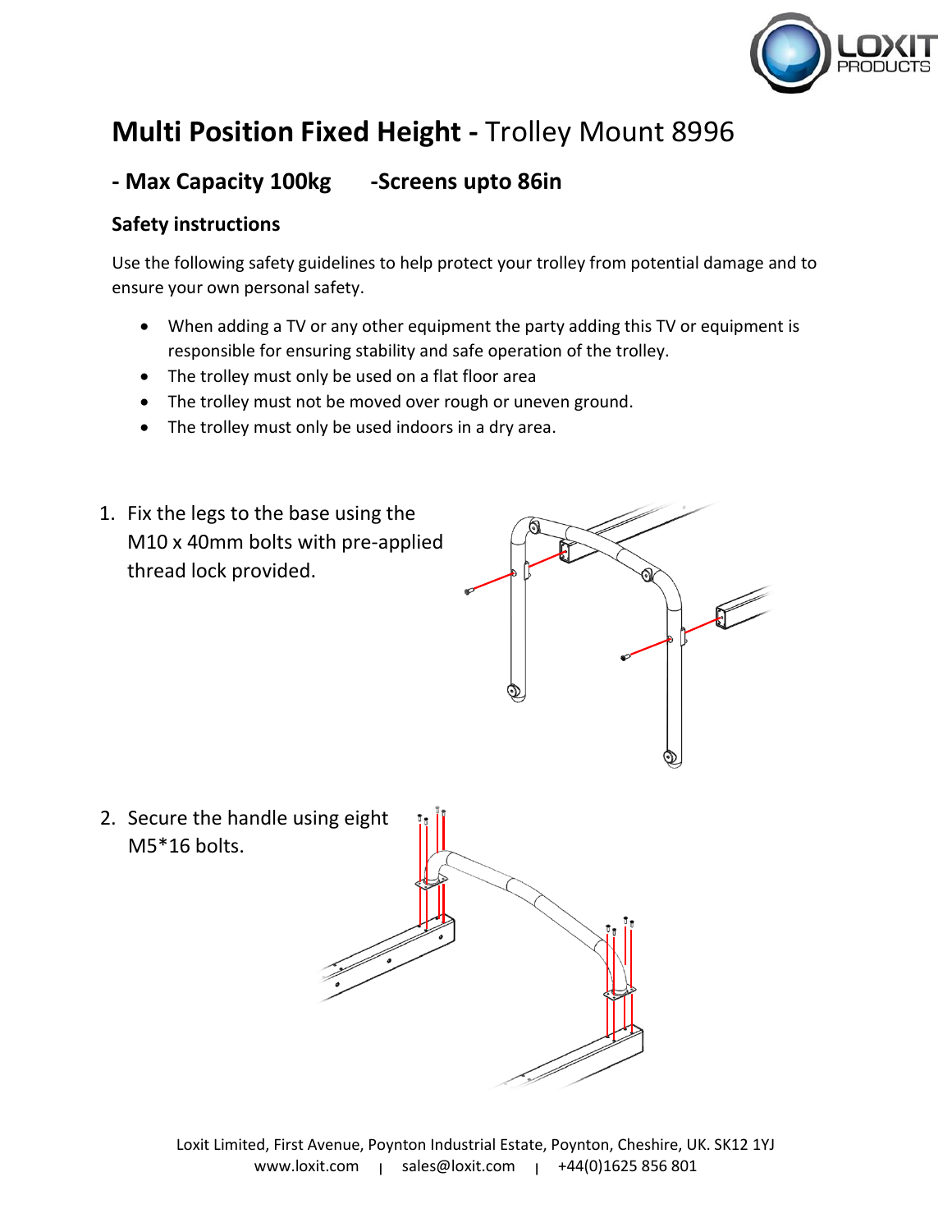# **Multi Position Fixed Height -** Trolley Mount 8996

## - Max Capacity 100kg -Screens upto 86in

### Safety instructions

Use the following safety guidelines to help protect your trolley from potential damage and to ensure your own personal safety.

- When adding a TV or any other equipment the party adding this TV or equipment is responsible for ensuring stability and safe operation of the trolley.
- The trolley must only be used on a flat floor area
- The trolley must not be moved over rough or uneven ground.
- The trolley must only be used indoors in a dry area.

1. Fix the legs to the base using the M10 x 40mm bolts with pre-applied thread lock provided.

2. Secure the handle using eight M5*16 bolts.

Loxit Limited, First Avenue, Poynton Industrial Estate, Poynton, Cheshire, UK. SK12 1YJ
www.loxit.com | sales@loxit.com | +44(0)1625 856 801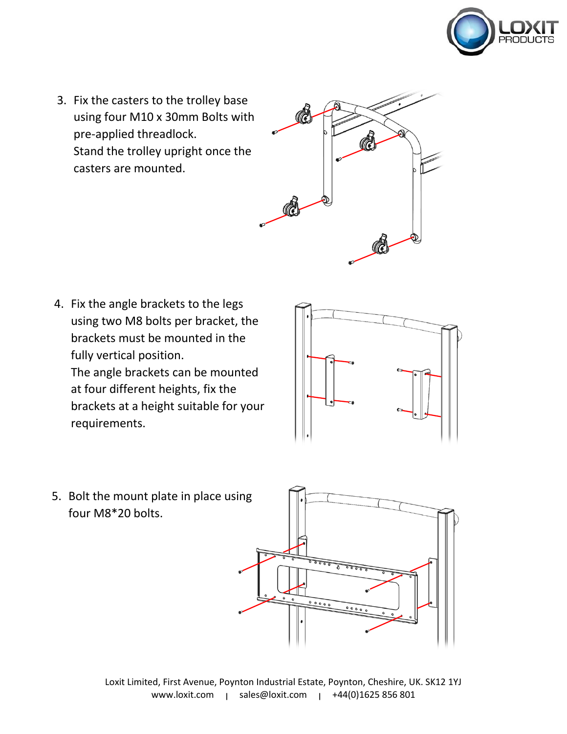3. Fix the casters to the trolley base using four M10 x 30mm Bolts with pre-applied threadlock.
   Stand the trolley upright once the casters are mounted.

4. Fix the angle brackets to the legs using two M8 bolts per bracket, the brackets must be mounted in the fully vertical position.
   The angle brackets can be mounted at four different heights, fix the brackets at a height suitable for your requirements.

5. Bolt the mount plate in place using four M8*20 bolts.

Loxit Limited, First Avenue, Poynton Industrial Estate, Poynton, Cheshire, UK. SK12 1YJ
www.loxit.com | sales@loxit.com | +44(0)1625 856 801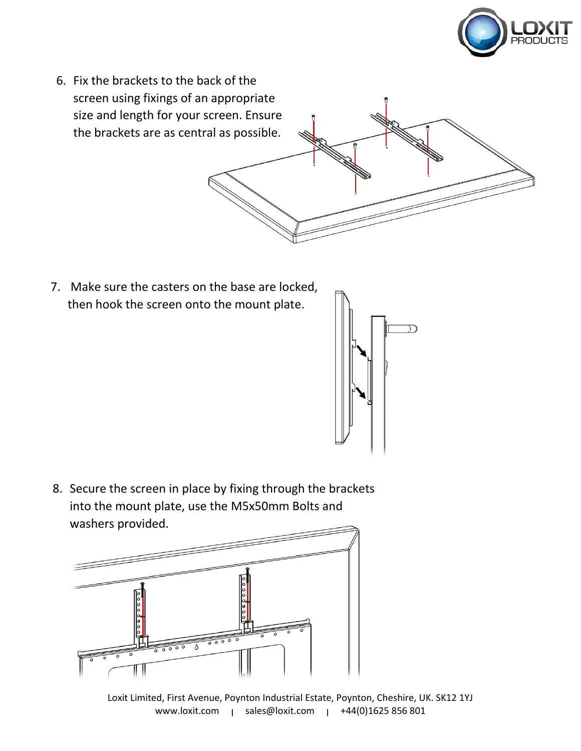6. Fix the brackets to the back of the screen using fixings of an appropriate size and length for your screen. Ensure the brackets are as central as possible.

7. Make sure the casters on the base are locked, then hook the screen onto the mount plate.

8. Secure the screen in place by fixing through the brackets into the mount plate, use the M5x50mm Bolts and washers provided.

Loxit Limited, First Avenue, Poynton Industrial Estate, Poynton, Cheshire, UK. SK12 1YJ
www.loxit.com | sales@loxit.com | +44(0)1625 856 801